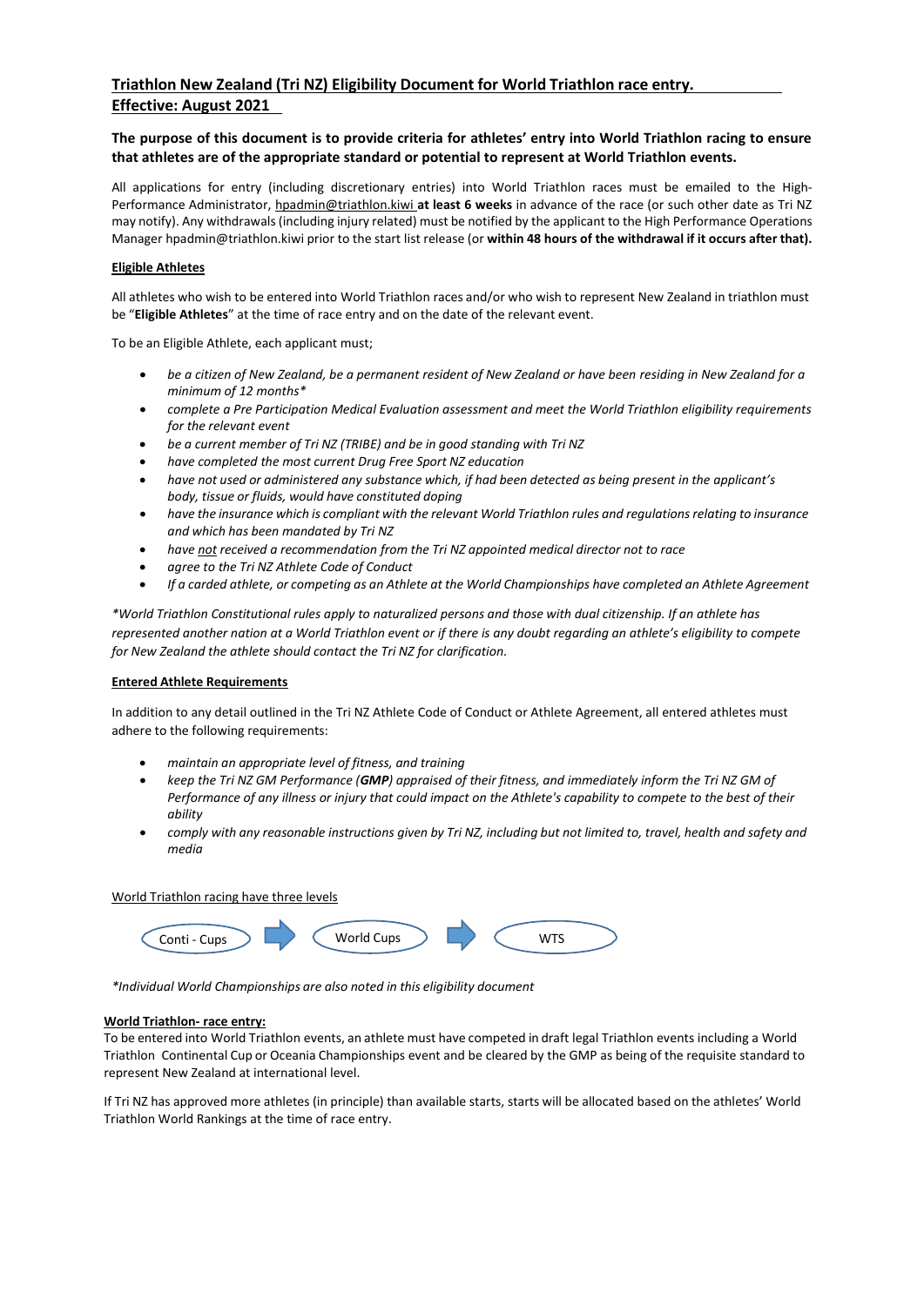# Triathlon New Zealand (Tri NZ) Eligibility Document for World Triathlon race entry. Effective: August 2021

**The purpose of this document is to provide criteria for athletes' entry into World Triathlon racing to ensure that athletes are of the appropriate standard or potential to represent at World Triathlon events.**

All applications for entry (including discretionary entries) into World Triathlon races must be emailed to the High-Performance Administrator, hpadmin@triathlon.kiwi **at least 6 weeks** in advance of the race (or such other date as Tri NZ may notify). Any withdrawals (including injury related) must be notified by the applicant to the High Performance Operations Manager hpadmin@triathlon.kiwi prior to the start list release (or **within 48 hours of the withdrawal if it occurs after that).**

## Eligible Athletes

All athletes who wish to be entered into World Triathlon races and/or who wish to represent New Zealand in triathlon must be "**Eligible Athletes**" at the time of race entry and on the date of the relevant event.

To be an Eligible Athlete, each applicant must;

- *be a citizen of New Zealand, be a permanent resident of New Zealand or have been residing in New Zealand for a minimum of 12 months**
- *complete a Pre Participation Medical Evaluation assessment and meet the World Triathlon eligibility requirements for the relevant event*
- *be a current member of Tri NZ (TRIBE) and be in good standing with Tri NZ*
- *have completed the most current Drug Free Sport NZ education*
- *have not used or administered any substance which, if had been detected as being present in the applicant's body, tissue or fluids, would have constituted doping*
- *have the insurance which is compliant with the relevant World Triathlon rules and regulations relating to insurance and which has been mandated by Tri NZ*
- *have not received a recommendation from the Tri NZ appointed medical director not to race*
- *agree to the Tri NZ Athlete Code of Conduct*
- *If a carded athlete, or competing as an Athlete at the World Championships have completed an Athlete Agreement*

**World Triathlon Constitutional rules apply to naturalized persons and those with dual citizenship. If an athlete has represented another nation at a World Triathlon event or if there is any doubt regarding an athlete's eligibility to compete for New Zealand the athlete should contact the Tri NZ for clarification.*

## Entered Athlete Requirements

In addition to any detail outlined in the Tri NZ Athlete Code of Conduct or Athlete Agreement, all entered athletes must adhere to the following requirements:

- *maintain an appropriate level of fitness, and training*
- *keep the Tri NZ GM Performance (**GMP**) appraised of their fitness, and immediately inform the Tri NZ GM of Performance of any illness or injury that could impact on the Athlete's capability to compete to the best of their ability*
- *comply with any reasonable instructions given by Tri NZ, including but not limited to, travel, health and safety and media*

World Triathlon racing have three levels

Conti - Cups → World Cups → WTS

**Individual World Championships are also noted in this eligibility document*

## World Triathlon- race entry:

To be entered into World Triathlon events, an athlete must have competed in draft legal Triathlon events including a World Triathlon Continental Cup or Oceania Championships event and be cleared by the GMP as being of the requisite standard to represent New Zealand at international level.

If Tri NZ has approved more athletes (in principle) than available starts, starts will be allocated based on the athletes' World Triathlon World Rankings at the time of race entry.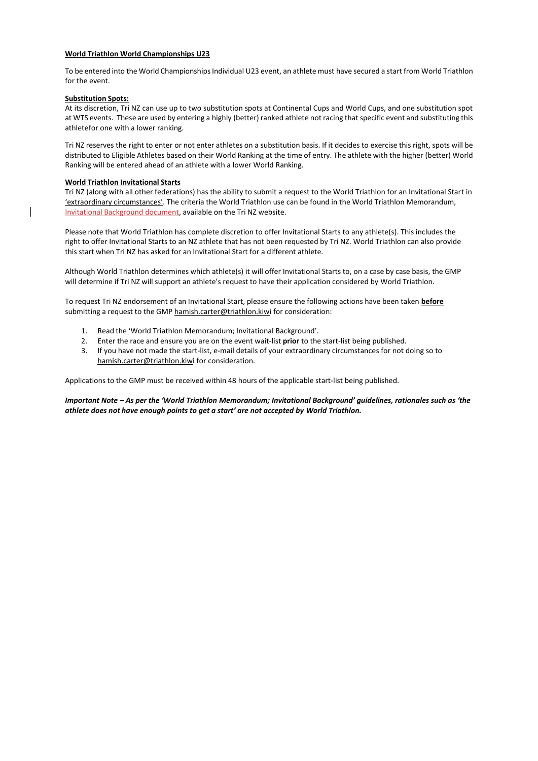**World Triathlon World Championships U23**

To be entered into the World Championships Individual U23 event, an athlete must have secured a start from World Triathlon for the event.

**Substitution Spots:**

At its discretion, Tri NZ can use up to two substitution spots at Continental Cups and World Cups, and one substitution spot at WTS events. These are used by entering a highly (better) ranked athlete not racing that specific event and substituting this athletefor one with a lower ranking.

Tri NZ reserves the right to enter or not enter athletes on a substitution basis. If it decides to exercise this right, spots will be distributed to Eligible Athletes based on their World Ranking at the time of entry. The athlete with the higher (better) World Ranking will be entered ahead of an athlete with a lower World Ranking.

**World Triathlon Invitational Starts**

Tri NZ (along with all other federations) has the ability to submit a request to the World Triathlon for an Invitational Start in 'extraordinary circumstances'. The criteria the World Triathlon use can be found in the World Triathlon Memorandum, Invitational Background document, available on the Tri NZ website.

Please note that World Triathlon has complete discretion to offer Invitational Starts to any athlete(s). This includes the right to offer Invitational Starts to an NZ athlete that has not been requested by Tri NZ. World Triathlon can also provide this start when Tri NZ has asked for an Invitational Start for a different athlete.

Although World Triathlon determines which athlete(s) it will offer Invitational Starts to, on a case by case basis, the GMP will determine if Tri NZ will support an athlete's request to have their application considered by World Triathlon.

To request Tri NZ endorsement of an Invitational Start, please ensure the following actions have been taken **before** submitting a request to the GMP hamish.carter@triathlon.kiwi for consideration:

1. Read the 'World Triathlon Memorandum; Invitational Background'.
2. Enter the race and ensure you are on the event wait-list **prior** to the start-list being published.
3. If you have not made the start-list, e-mail details of your extraordinary circumstances for not doing so to hamish.carter@triathlon.kiwi for consideration.

Applications to the GMP must be received within 48 hours of the applicable start-list being published.

***Important Note – As per the 'World Triathlon Memorandum; Invitational Background' guidelines, rationales such as 'the athlete does not have enough points to get a start' are not accepted by World Triathlon.***